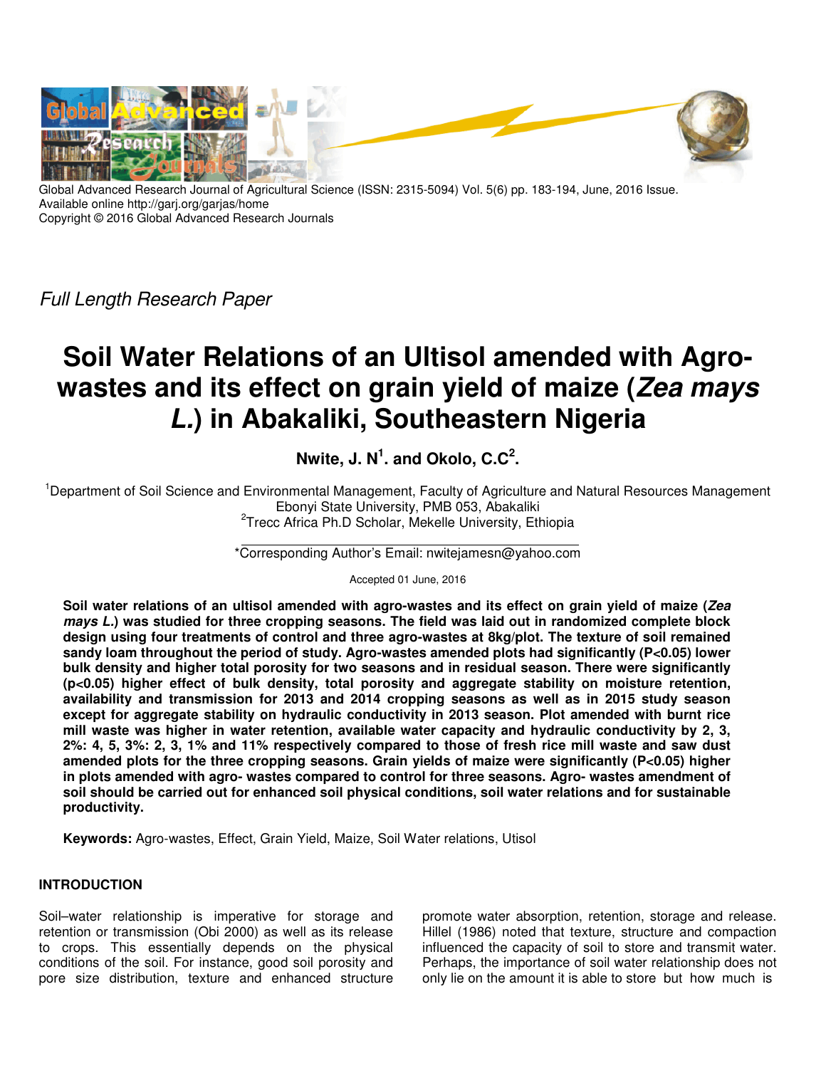Global Advanced Research Journal of Agricultural Science (ISSN: 2315-5094) Vol. 5(6) pp. 183-194, June, 2016 Issue.
Available online http://garj.org/garjas/home
Copyright © 2016 Global Advanced Research Journals

*Full Length Research Paper*

# Soil Water Relations of an Ultisol amended with Agro-wastes and its effect on grain yield of maize (*Zea mays L.*) in Abakaliki, Southeastern Nigeria

**Nwite, J. N[1]. and Okolo, C.C[2].**

[1]Department of Soil Science and Environmental Management, Faculty of Agriculture and Natural Resources Management Ebonyi State University, PMB 053, Abakaliki
[2]Trecc Africa Ph.D Scholar, Mekelle University, Ethiopia

*Corresponding Author's Email: nwitejamesn@yahoo.com

Accepted 01 June, 2016

**Soil water relations of an ultisol amended with agro-wastes and its effect on grain yield of maize (*Zea mays L.*) was studied for three cropping seasons. The field was laid out in randomized complete block design using four treatments of control and three agro-wastes at 8kg/plot. The texture of soil remained sandy loam throughout the period of study. Agro-wastes amended plots had significantly (P<0.05) lower bulk density and higher total porosity for two seasons and in residual season. There were significantly (p<0.05) higher effect of bulk density, total porosity and aggregate stability on moisture retention, availability and transmission for 2013 and 2014 cropping seasons as well as in 2015 study season except for aggregate stability on hydraulic conductivity in 2013 season. Plot amended with burnt rice mill waste was higher in water retention, available water capacity and hydraulic conductivity by 2, 3, 2%: 4, 5, 3%: 2, 3, 1% and 11% respectively compared to those of fresh rice mill waste and saw dust amended plots for the three cropping seasons. Grain yields of maize were significantly (P<0.05) higher in plots amended with agro- wastes compared to control for three seasons. Agro- wastes amendment of soil should be carried out for enhanced soil physical conditions, soil water relations and for sustainable productivity.**

**Keywords:** Agro-wastes, Effect, Grain Yield, Maize, Soil Water relations, Utisol

## INTRODUCTION

Soil–water relationship is imperative for storage and retention or transmission (Obi 2000) as well as its release to crops. This essentially depends on the physical conditions of the soil. For instance, good soil porosity and pore size distribution, texture and enhanced structure promote water absorption, retention, storage and release. Hillel (1986) noted that texture, structure and compaction influenced the capacity of soil to store and transmit water. Perhaps, the importance of soil water relationship does not only lie on the amount it is able to store but how much is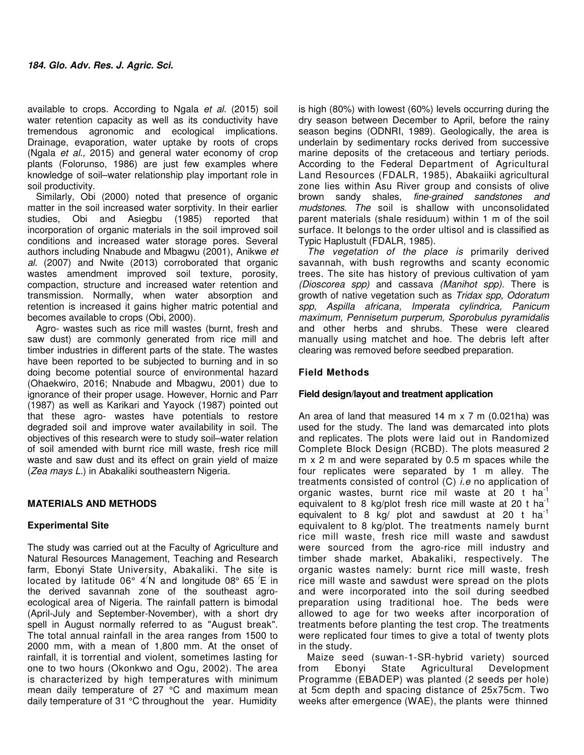available to crops. According to Ngala *et al.* (2015) soil water retention capacity as well as its conductivity have tremendous agronomic and ecological implications. Drainage, evaporation, water uptake by roots of crops (Ngala *et al.,* 2015) and general water economy of crop plants (Folorunso, 1986) are just few examples where knowledge of soil–water relationship play important role in soil productivity.

Similarly, Obi (2000) noted that presence of organic matter in the soil increased water sorptivity. In their earlier studies, Obi and Asiegbu (1985) reported that incorporation of organic materials in the soil improved soil conditions and increased water storage pores. Several authors including Nnabude and Mbagwu (2001), Anikwe *et al.* (2007) and Nwite (2013) corroborated that organic wastes amendment improved soil texture, porosity, compaction, structure and increased water retention and transmission. Normally, when water absorption and retention is increased it gains higher matric potential and becomes available to crops (Obi, 2000).

Agro- wastes such as rice mill wastes (burnt, fresh and saw dust) are commonly generated from rice mill and timber industries in different parts of the state. The wastes have been reported to be subjected to burning and in so doing become potential source of environmental hazard (Ohaekwiro, 2016; Nnabude and Mbagwu, 2001) due to ignorance of their proper usage. However, Hornic and Parr (1987) as well as Karikari and Yayock (1987) pointed out that these agro- wastes have potentials to restore degraded soil and improve water availability in soil. The objectives of this research were to study soil–water relation of soil amended with burnt rice mill waste, fresh rice mill waste and saw dust and its effect on grain yield of maize (*Zea mays L.*) in Abakaliki southeastern Nigeria.

## MATERIALS AND METHODS

### Experimental Site

The study was carried out at the Faculty of Agriculture and Natural Resources Management, Teaching and Research farm, Ebonyi State University, Abakaliki. The site is located by latitude 06° 4′N and longitude 08° 65 ′E in the derived savannah zone of the southeast agro-ecological area of Nigeria. The rainfall pattern is bimodal (April-July and September-November), with a short dry spell in August normally referred to as "August break". The total annual rainfall in the area ranges from 1500 to 2000 mm, with a mean of 1,800 mm. At the onset of rainfall, it is torrential and violent, sometimes lasting for one to two hours (Okonkwo and Ogu, 2002). The area is characterized by high temperatures with minimum mean daily temperature of 27 °C and maximum mean daily temperature of 31 °C throughout the year. Humidity is high (80%) with lowest (60%) levels occurring during the dry season between December to April, before the rainy season begins (ODNRI, 1989). Geologically, the area is underlain by sedimentary rocks derived from successive marine deposits of the cretaceous and tertiary periods. According to the Federal Department of Agricultural Land Resources (FDALR, 1985), Abakaiiki agricultural zone lies within Asu River group and consists of olive brown sandy shales, *fine-grained sandstones and mudstones. The* soil is shallow with unconsolidated parent materials (shale residuum) within 1 m of the soil surface. It belongs to the order ultisol and is classified as Typic Haplustult (FDALR, 1985).

*The vegetation of the place is* primarily derived savannah, with bush regrowths and scanty economic trees. The site has history of previous cultivation of yam *(Dioscorea spp)* and cassava *(Manihot spp).* There is growth of native vegetation such as *Tridax spp, Odoratum spp, Aspilla africana, Imperata cylindrica, Panicum maximum, Pennisetum purperum, Sporobulus pyramidalis* and other herbs and shrubs. These were cleared manually using matchet and hoe. The debris left after clearing was removed before seedbed preparation.

## Field Methods

### Field design/layout and treatment application

An area of land that measured 14 m x 7 m (0.021ha) was used for the study. The land was demarcated into plots and replicates. The plots were laid out in Randomized Complete Block Design (RCBD). The plots measured 2 m x 2 m and were separated by 0.5 m spaces while the four replicates were separated by 1 m alley. The treatments consisted of control (C) *i.e* no application of organic wastes, burnt rice mil waste at 20 t ha$^{-1}$ equivalent to 8 kg/plot fresh rice mill waste at 20 t ha$^{-1}$ equivalent to 8 kg/ plot and sawdust at 20 t ha$^{-1}$ equivalent to 8 kg/plot. The treatments namely burnt rice mill waste, fresh rice mill waste and sawdust were sourced from the agro-rice mill industry and timber shade market, Abakaliki, respectively. The organic wastes namely: burnt rice mill waste, fresh rice mill waste and sawdust were spread on the plots and were incorporated into the soil during seedbed preparation using traditional hoe. The beds were allowed to age for two weeks after incorporation of treatments before planting the test crop. The treatments were replicated four times to give a total of twenty plots in the study.

Maize seed (suwan-1-SR-hybrid variety) sourced from Ebonyi State Agricultural Development Programme (EBADEP) was planted (2 seeds per hole) at 5cm depth and spacing distance of 25x75cm. Two weeks after emergence (WAE), the plants were thinned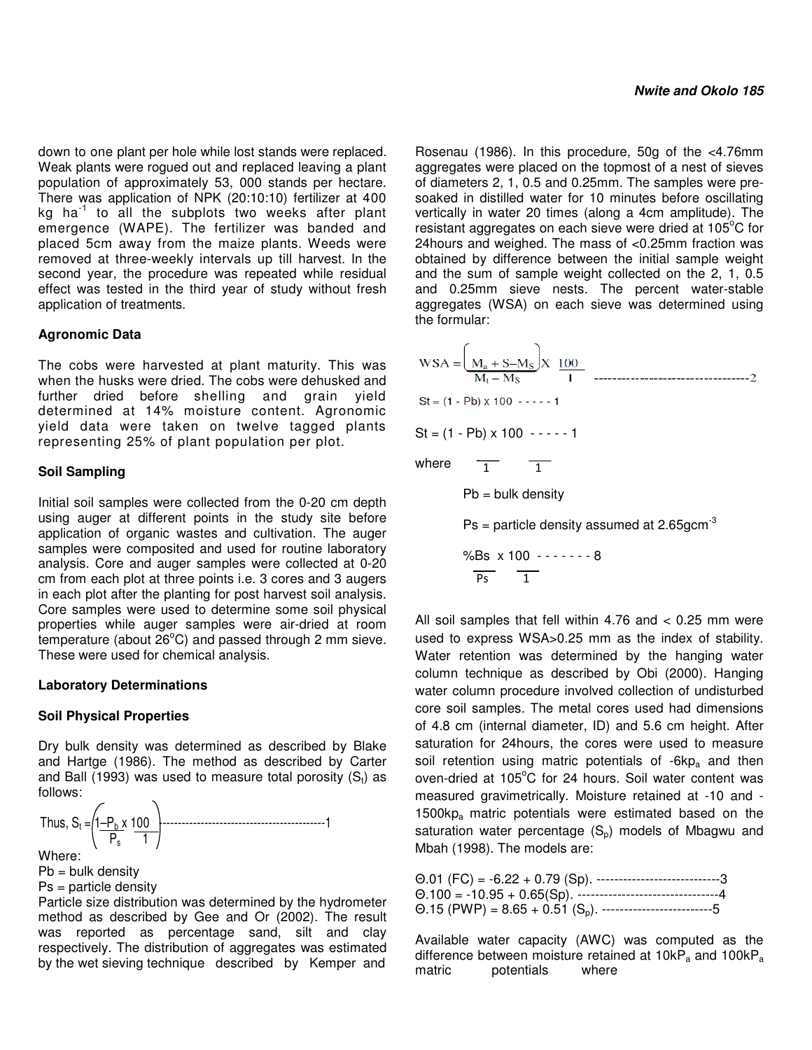down to one plant per hole while lost stands were replaced. Weak plants were rogued out and replaced leaving a plant population of approximately 53, 000 stands per hectare. There was application of NPK (20:10:10) fertilizer at 400 kg $ha^{-1}$ to all the subplots two weeks after plant emergence (WAPE). The fertilizer was banded and placed 5cm away from the maize plants. Weeds were removed at three-weekly intervals up till harvest. In the second year, the procedure was repeated while residual effect was tested in the third year of study without fresh application of treatments.

### Agronomic Data

The cobs were harvested at plant maturity. This was when the husks were dried. The cobs were dehusked and further dried before shelling and grain yield determined at 14% moisture content. Agronomic yield data were taken on twelve tagged plants representing 25% of plant population per plot.

### Soil Sampling

Initial soil samples were collected from the 0-20 cm depth using auger at different points in the study site before application of organic wastes and cultivation. The auger samples were composited and used for routine laboratory analysis. Core and auger samples were collected at 0-20 cm from each plot at three points i.e. 3 cores and 3 augers in each plot after the planting for post harvest soil analysis. Core samples were used to determine some soil physical properties while auger samples were air-dried at room temperature (about 26°C) and passed through 2 mm sieve. These were used for chemical analysis.

### Laboratory Determinations

### Soil Physical Properties

Dry bulk density was determined as described by Blake and Hartge (1986). The method as described by Carter and Ball (1993) was used to measure total porosity ($S_t$) as follows:

$$\text{Thus, } S_t = \left(1 - \frac{P_b}{P_s} \times \frac{100}{1}\right) \text{------------------------------------------1}$$

Where:
Pb = bulk density
Ps = particle density

Particle size distribution was determined by the hydrometer method as described by Gee and Or (2002). The result was reported as percentage sand, silt and clay respectively. The distribution of aggregates was estimated by the wet sieving technique described by Kemper and Rosenau (1986). In this procedure, 50g of the <4.76mm aggregates were placed on the topmost of a nest of sieves of diameters 2, 1, 0.5 and 0.25mm. The samples were pre-soaked in distilled water for 10 minutes before oscillating vertically in water 20 times (along a 4cm amplitude). The resistant aggregates on each sieve were dried at 105°C for 24hours and weighed. The mass of <0.25mm fraction was obtained by difference between the initial sample weight and the sum of sample weight collected on the 2, 1, 0.5 and 0.25mm sieve nests. The percent water-stable aggregates (WSA) on each sieve was determined using the formular:

$$WSA = \left(\frac{M_a + S - M_S}{M_t - M_S}\right) X \frac{100}{1} \text{ ----------------------------------2}$$

St = (1 - Pb) x 100 - - - - - 1

St = (1 - Pb) x 100 - - - - - 1

where $\quad \frac{\quad}{1} \quad \frac{\quad}{1}$

Pb = bulk density

Ps = particle density assumed at 2.65$gcm^{-3}$

$$\frac{\%Bs}{Ps} \times \frac{100}{1} \text{ - - - - - - - 8}$$

All soil samples that fell within 4.76 and < 0.25 mm were used to express WSA>0.25 mm as the index of stability. Water retention was determined by the hanging water column technique as described by Obi (2000). Hanging water column procedure involved collection of undisturbed core soil samples. The metal cores used had dimensions of 4.8 cm (internal diameter, ID) and 5.6 cm height. After saturation for 24hours, the cores were used to measure soil retention using matric potentials of -6$kp_a$ and then oven-dried at 105°C for 24 hours. Soil water content was measured gravimetrically. Moisture retained at -10 and -1500$kp_a$ matric potentials were estimated based on the saturation water percentage ($S_p$) models of Mbagwu and Mbah (1998). The models are:

Θ.01 (FC) = -6.22 + 0.79 (Sp). ----------------------------3
Θ.100 = -10.95 + 0.65(Sp). --------------------------------4
Θ.15 (PWP) = 8.65 + 0.51 ($S_p$). -------------------------5

Available water capacity (AWC) was computed as the difference between moisture retained at 10$kP_a$ and 100$kP_a$ matric potentials where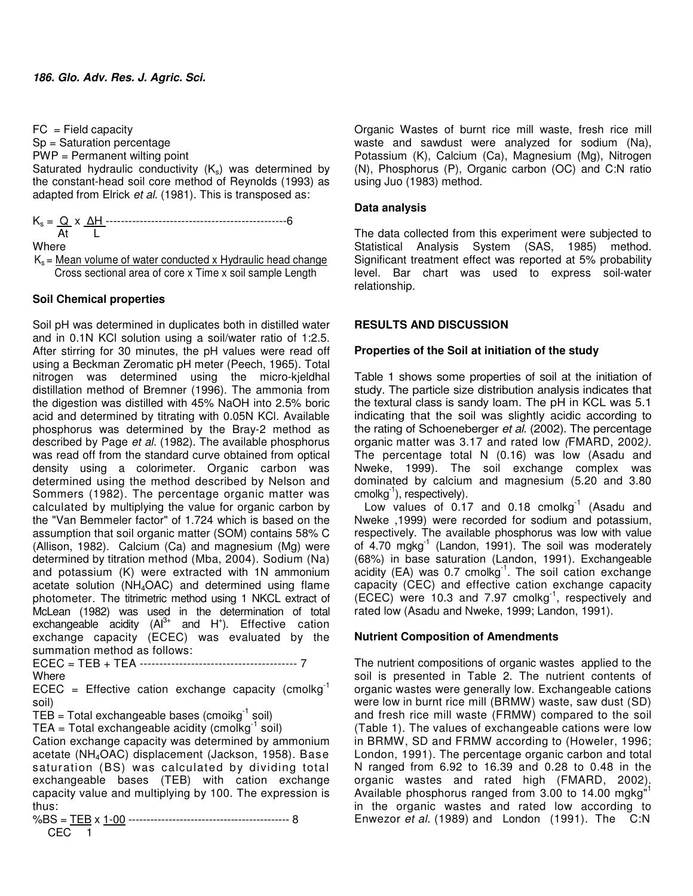FC = Field capacity

Sp = Saturation percentage

PWP = Permanent wilting point

Saturated hydraulic conductivity ($K_s$) was determined by the constant-head soil core method of Reynolds (1993) as adapted from Elrick *et al.* (1981). This is transposed as:

$$K_s = \frac{Q}{At} \times \frac{\Delta H}{L} \quad \text{------------------------------------------------6}$$

Where

$$K_s = \frac{\text{Mean volume of water conducted x Hydraulic head change}}{\text{Cross sectional area of core x Time x soil sample Length}}$$

**Soil Chemical properties**

Soil pH was determined in duplicates both in distilled water and in 0.1N KCl solution using a soil/water ratio of 1:2.5. After stirring for 30 minutes, the pH values were read off using a Beckman Zeromatic pH meter (Peech, 1965). Total nitrogen was determined using the micro-kjeldhal distillation method of Bremner (1996). The ammonia from the digestion was distilled with 45% NaOH into 2.5% boric acid and determined by titrating with 0.05N KCl. Available phosphorus was determined by the Bray-2 method as described by Page *et al.* (1982). The available phosphorus was read off from the standard curve obtained from optical density using a colorimeter. Organic carbon was determined using the method described by Nelson and Sommers (1982). The percentage organic matter was calculated by multiplying the value for organic carbon by the "Van Bemmeler factor" of 1.724 which is based on the assumption that soil organic matter (SOM) contains 58% C (Allison, 1982). Calcium (Ca) and magnesium (Mg) were determined by titration method (Mba, 2004). Sodium (Na) and potassium (K) were extracted with 1N ammonium acetate solution ($NH_4OAC$) and determined using flame photometer. The titrimetric method using 1 NKCL extract of McLean (1982) was used in the determination of total exchangeable acidity ($Al^{3+}$ and $H^+$). Effective cation exchange capacity (ECEC) was evaluated by the summation method as follows:

$$ECEC = TEB + TEA \quad \text{---------------------------------------- 7}$$

Where

ECEC = Effective cation exchange capacity (cmol$kg^{-1}$ soil)

TEB = Total exchangeable bases (cmoi$kg^{-1}$ soil)

TEA = Total exchangeable acidity (cmol$kg^{-1}$ soil)

Cation exchange capacity was determined by ammonium acetate ($NH_4OAC$) displacement (Jackson, 1958). Base saturation (BS) was calculated by dividing total exchangeable bases (TEB) with cation exchange capacity value and multiplying by 100. The expression is thus:

$$\%BS = \frac{TEB}{CEC} \times \frac{1\text{-}00}{1} \quad \text{------------------------------------------- 8}$$

Organic Wastes of burnt rice mill waste, fresh rice mill waste and sawdust were analyzed for sodium (Na), Potassium (K), Calcium (Ca), Magnesium (Mg), Nitrogen (N), Phosphorus (P), Organic carbon (OC) and C:N ratio using Juo (1983) method.

**Data analysis**

The data collected from this experiment were subjected to Statistical Analysis System (SAS, 1985) method. Significant treatment effect was reported at 5% probability level. Bar chart was used to express soil-water relationship.

## RESULTS AND DISCUSSION

**Properties of the Soil at initiation of the study**

Table 1 shows some properties of soil at the initiation of study. The particle size distribution analysis indicates that the textural class is sandy loam. The pH in KCL was 5.1 indicating that the soil was slightly acidic according to the rating of Schoeneberger *et al.* (2002). The percentage organic matter was 3.17 and rated low *(*FMARD, 2002*).* The percentage total N (0.16) was low (Asadu and Nweke, 1999). The soil exchange complex was dominated by calcium and magnesium (5.20 and 3.80 cmol$kg^{-1}$), respectively).

Low values of 0.17 and 0.18 cmol$kg^{-1}$ (Asadu and Nweke ,1999) were recorded for sodium and potassium, respectively. The available phosphorus was low with value of 4.70 mg$kg^{-1}$ (Landon, 1991). The soil was moderately (68%) in base saturation (Landon, 1991). Exchangeable acidity (EA) was 0.7 cmol$kg^{-1}$. The soil cation exchange capacity (CEC) and effective cation exchange capacity (ECEC) were 10.3 and 7.97 cmol$kg^{-1}$, respectively and rated low (Asadu and Nweke, 1999; Landon, 1991).

**Nutrient Composition of Amendments**

The nutrient compositions of organic wastes applied to the soil is presented in Table 2. The nutrient contents of organic wastes were generally low. Exchangeable cations were low in burnt rice mill (BRMW) waste, saw dust (SD) and fresh rice mill waste (FRMW) compared to the soil (Table 1). The values of exchangeable cations were low in BRMW, SD and FRMW according to (Howeler, 1996; London, 1991). The percentage organic carbon and total N ranged from 6.92 to 16.39 and 0.28 to 0.48 in the organic wastes and rated high (FMARD, 2002). Available phosphorus ranged from 3.00 to 14.00 mgkg"[1] in the organic wastes and rated low according to Enwezor *et al*. (1989) and London (1991). The C:N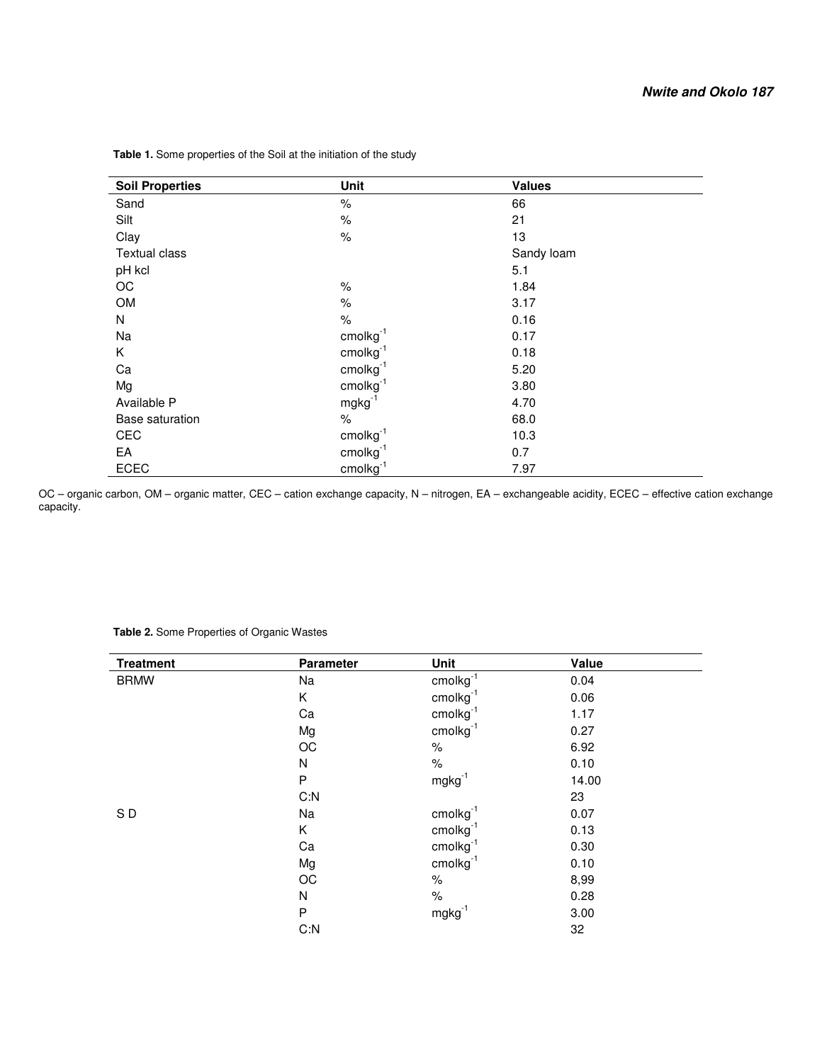**Table 1.** Some properties of the Soil at the initiation of the study

| Soil Properties | Unit | Values |
|---|---|---|
| Sand | % | 66 |
| Silt | % | 21 |
| Clay | % | 13 |
| Textual class | | Sandy loam |
| pH kcl | | 5.1 |
| OC | % | 1.84 |
| OM | % | 3.17 |
| N | % | 0.16 |
| Na | $cmolkg^{-1}$ | 0.17 |
| K | $cmolkg^{-1}$ | 0.18 |
| Ca | $cmolkg^{-1}$ | 5.20 |
| Mg | $cmolkg^{-1}$ | 3.80 |
| Available P | $mgkg^{-1}$ | 4.70 |
| Base saturation | % | 68.0 |
| CEC | $cmolkg^{-1}$ | 10.3 |
| EA | $cmolkg^{-1}$ | 0.7 |
| ECEC | $cmolkg^{-1}$ | 7.97 |

OC – organic carbon, OM – organic matter, CEC – cation exchange capacity, N – nitrogen, EA – exchangeable acidity, ECEC – effective cation exchange capacity.

**Table 2.** Some Properties of Organic Wastes

| Treatment | Parameter | Unit | Value |
|---|---|---|---|
| BRMW | Na | $cmolkg^{-1}$ | 0.04 |
| | K | $cmolkg^{-1}$ | 0.06 |
| | Ca | $cmolkg^{-1}$ | 1.17 |
| | Mg | $cmolkg^{-1}$ | 0.27 |
| | OC | % | 6.92 |
| | N | % | 0.10 |
| | P | $mgkg^{-1}$ | 14.00 |
| | C:N | | 23 |
| S D | Na | $cmolkg^{-1}$ | 0.07 |
| | K | $cmolkg^{-1}$ | 0.13 |
| | Ca | $cmolkg^{-1}$ | 0.30 |
| | Mg | $cmolkg^{-1}$ | 0.10 |
| | OC | % | 8,99 |
| | N | % | 0.28 |
| | P | $mgkg^{-1}$ | 3.00 |
| | C:N | | 32 |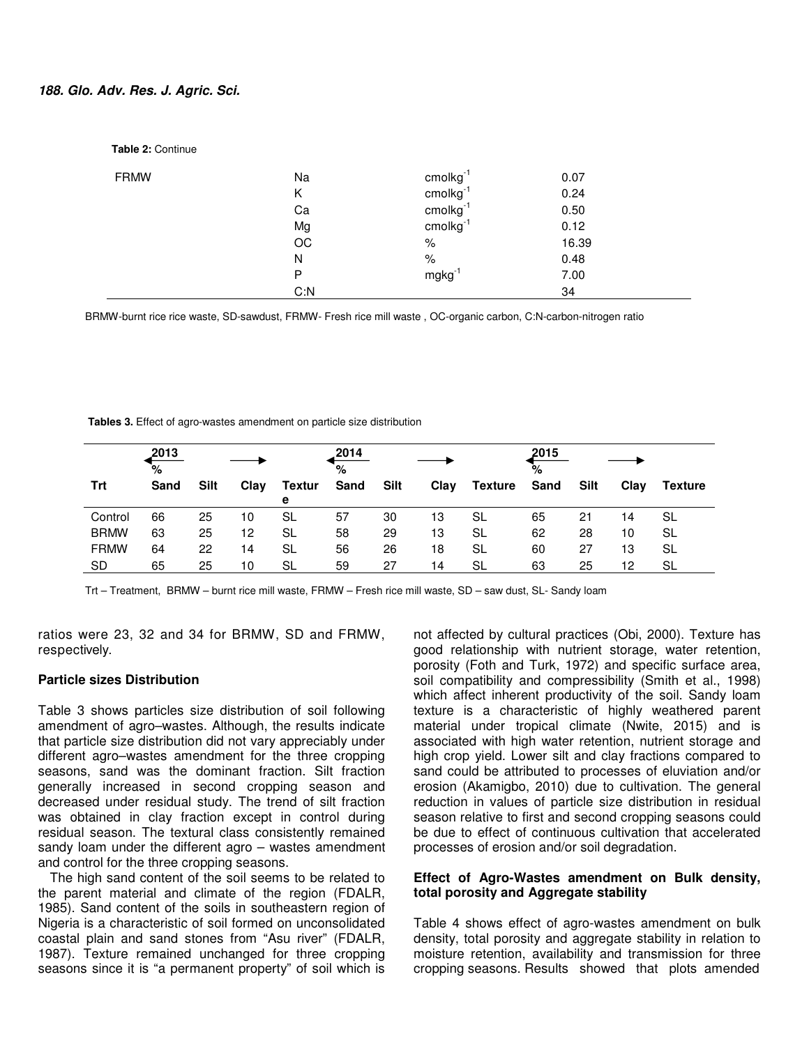**Table 2:** Continue

| | | | |
|---|---|---|---|
| FRMW | Na | cmolkg$^{-1}$ | 0.07 |
| | K | cmolkg$^{-1}$ | 0.24 |
| | Ca | cmolkg$^{-1}$ | 0.50 |
| | Mg | cmolkg$^{-1}$ | 0.12 |
| | OC | % | 16.39 |
| | N | % | 0.48 |
| | P | mgkg$^{-1}$ | 7.00 |
| | C:N | | 34 |

BRMW-burnt rice rice waste, SD-sawdust, FRMW- Fresh rice mill waste , OC-organic carbon, C:N-carbon-nitrogen ratio

**Tables 3.** Effect of agro-wastes amendment on particle size distribution

| | 2013 | | | | 2014 | | | | 2015 | | | |
|---|---|---|---|---|---|---|---|---|---|---|---|---|
| | % | | | | % | | | | % | | | |
| Trt | Sand | Silt | Clay | Texture | Sand | Silt | Clay | Texture | Sand | Silt | Clay | Texture |
| Control | 66 | 25 | 10 | SL | 57 | 30 | 13 | SL | 65 | 21 | 14 | SL |
| BRMW | 63 | 25 | 12 | SL | 58 | 29 | 13 | SL | 62 | 28 | 10 | SL |
| FRMW | 64 | 22 | 14 | SL | 56 | 26 | 18 | SL | 60 | 27 | 13 | SL |
| SD | 65 | 25 | 10 | SL | 59 | 27 | 14 | SL | 63 | 25 | 12 | SL |

Trt – Treatment, BRMW – burnt rice mill waste, FRMW – Fresh rice mill waste, SD – saw dust, SL- Sandy loam

ratios were 23, 32 and 34 for BRMW, SD and FRMW, respectively.

### Particle sizes Distribution

Table 3 shows particles size distribution of soil following amendment of agro–wastes. Although, the results indicate that particle size distribution did not vary appreciably under different agro–wastes amendment for the three cropping seasons, sand was the dominant fraction. Silt fraction generally increased in second cropping season and decreased under residual study. The trend of silt fraction was obtained in clay fraction except in control during residual season. The textural class consistently remained sandy loam under the different agro – wastes amendment and control for the three cropping seasons.

The high sand content of the soil seems to be related to the parent material and climate of the region (FDALR, 1985). Sand content of the soils in southeastern region of Nigeria is a characteristic of soil formed on unconsolidated coastal plain and sand stones from "Asu river" (FDALR, 1987). Texture remained unchanged for three cropping seasons since it is "a permanent property" of soil which is not affected by cultural practices (Obi, 2000). Texture has good relationship with nutrient storage, water retention, porosity (Foth and Turk, 1972) and specific surface area, soil compatibility and compressibility (Smith et al., 1998) which affect inherent productivity of the soil. Sandy loam texture is a characteristic of highly weathered parent material under tropical climate (Nwite, 2015) and is associated with high water retention, nutrient storage and high crop yield. Lower silt and clay fractions compared to sand could be attributed to processes of eluviation and/or erosion (Akamigbo, 2010) due to cultivation. The general reduction in values of particle size distribution in residual season relative to first and second cropping seasons could be due to effect of continuous cultivation that accelerated processes of erosion and/or soil degradation.

### Effect of Agro-Wastes amendment on Bulk density, total porosity and Aggregate stability

Table 4 shows effect of agro-wastes amendment on bulk density, total porosity and aggregate stability in relation to moisture retention, availability and transmission for three cropping seasons. Results showed that plots amended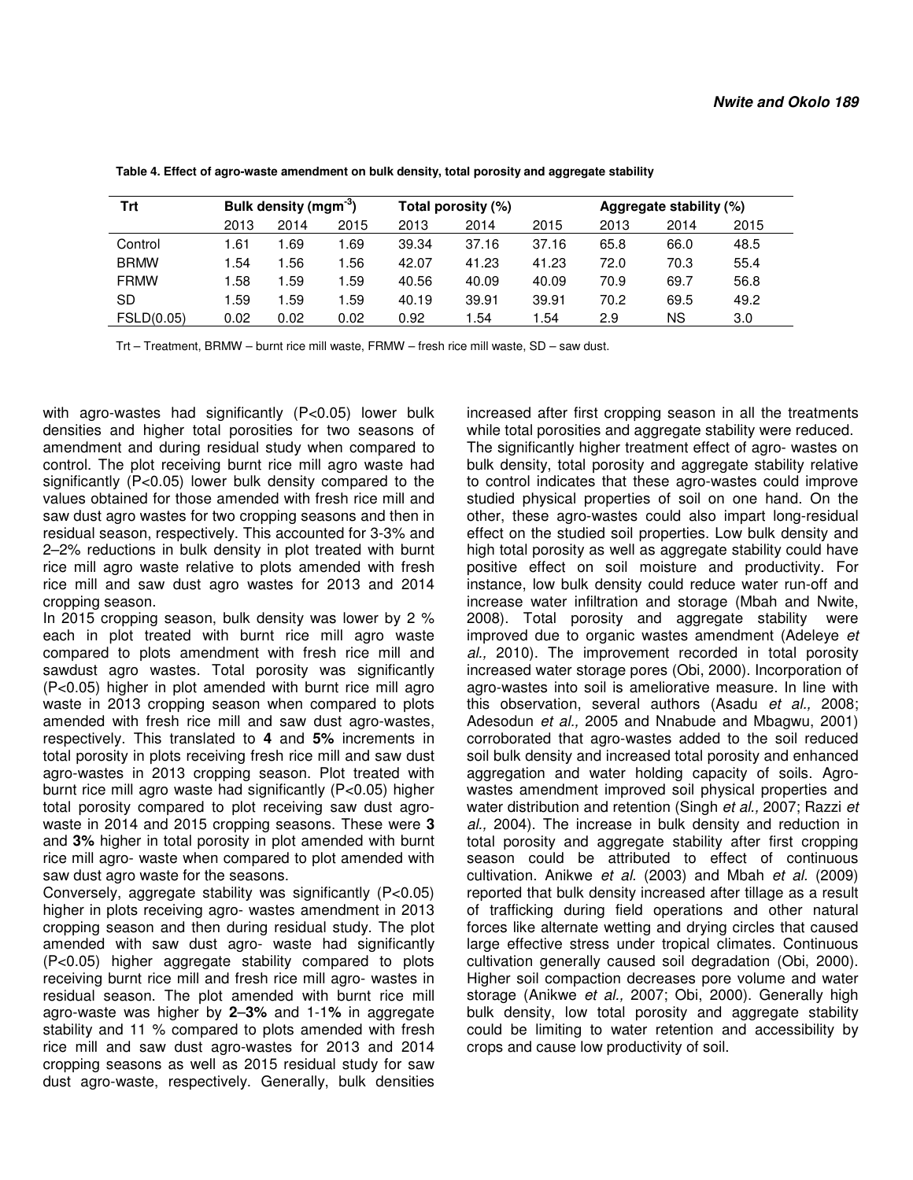**Table 4. Effect of agro-waste amendment on bulk density, total porosity and aggregate stability**

| Trt | Bulk density ($mgm^{-3}$) | | | Total porosity (%) | | | Aggregate stability (%) | | |
|---|---|---|---|---|---|---|---|---|---|
| | 2013 | 2014 | 2015 | 2013 | 2014 | 2015 | 2013 | 2014 | 2015 |
| Control | 1.61 | 1.69 | 1.69 | 39.34 | 37.16 | 37.16 | 65.8 | 66.0 | 48.5 |
| BRMW | 1.54 | 1.56 | 1.56 | 42.07 | 41.23 | 41.23 | 72.0 | 70.3 | 55.4 |
| FRMW | 1.58 | 1.59 | 1.59 | 40.56 | 40.09 | 40.09 | 70.9 | 69.7 | 56.8 |
| SD | 1.59 | 1.59 | 1.59 | 40.19 | 39.91 | 39.91 | 70.2 | 69.5 | 49.2 |
| FSLD(0.05) | 0.02 | 0.02 | 0.02 | 0.92 | 1.54 | 1.54 | 2.9 | NS | 3.0 |

Trt – Treatment, BRMW – burnt rice mill waste, FRMW – fresh rice mill waste, SD – saw dust.

with agro-wastes had significantly (P<0.05) lower bulk densities and higher total porosities for two seasons of amendment and during residual study when compared to control. The plot receiving burnt rice mill agro waste had significantly (P<0.05) lower bulk density compared to the values obtained for those amended with fresh rice mill and saw dust agro wastes for two cropping seasons and then in residual season, respectively. This accounted for 3-3% and 2–2% reductions in bulk density in plot treated with burnt rice mill agro waste relative to plots amended with fresh rice mill and saw dust agro wastes for 2013 and 2014 cropping season.

In 2015 cropping season, bulk density was lower by 2 % each in plot treated with burnt rice mill agro waste compared to plots amendment with fresh rice mill and sawdust agro wastes. Total porosity was significantly (P<0.05) higher in plot amended with burnt rice mill agro waste in 2013 cropping season when compared to plots amended with fresh rice mill and saw dust agro-wastes, respectively. This translated to **4** and **5%** increments in total porosity in plots receiving fresh rice mill and saw dust agro-wastes in 2013 cropping season. Plot treated with burnt rice mill agro waste had significantly (P<0.05) higher total porosity compared to plot receiving saw dust agro-waste in 2014 and 2015 cropping seasons. These were **3** and **3%** higher in total porosity in plot amended with burnt rice mill agro- waste when compared to plot amended with saw dust agro waste for the seasons.

Conversely, aggregate stability was significantly (P<0.05) higher in plots receiving agro- wastes amendment in 2013 cropping season and then during residual study. The plot amended with saw dust agro- waste had significantly (P<0.05) higher aggregate stability compared to plots receiving burnt rice mill and fresh rice mill agro- wastes in residual season. The plot amended with burnt rice mill agro-waste was higher by **2**–**3%** and 1-1**%** in aggregate stability and 11 % compared to plots amended with fresh rice mill and saw dust agro-wastes for 2013 and 2014 cropping seasons as well as 2015 residual study for saw dust agro-waste, respectively. Generally, bulk densities increased after first cropping season in all the treatments while total porosities and aggregate stability were reduced.

The significantly higher treatment effect of agro- wastes on bulk density, total porosity and aggregate stability relative to control indicates that these agro-wastes could improve studied physical properties of soil on one hand. On the other, these agro-wastes could also impart long-residual effect on the studied soil properties. Low bulk density and high total porosity as well as aggregate stability could have positive effect on soil moisture and productivity. For instance, low bulk density could reduce water run-off and increase water infiltration and storage (Mbah and Nwite, 2008). Total porosity and aggregate stability were improved due to organic wastes amendment (Adeleye *et al.,* 2010). The improvement recorded in total porosity increased water storage pores (Obi, 2000). Incorporation of agro-wastes into soil is ameliorative measure. In line with this observation, several authors (Asadu *et al.,* 2008; Adesodun *et al.,* 2005 and Nnabude and Mbagwu, 2001) corroborated that agro-wastes added to the soil reduced soil bulk density and increased total porosity and enhanced aggregation and water holding capacity of soils. Agro-wastes amendment improved soil physical properties and water distribution and retention (Singh *et al.,* 2007; Razzi *et al.,* 2004). The increase in bulk density and reduction in total porosity and aggregate stability after first cropping season could be attributed to effect of continuous cultivation. Anikwe *et al.* (2003) and Mbah *et al.* (2009) reported that bulk density increased after tillage as a result of trafficking during field operations and other natural forces like alternate wetting and drying circles that caused large effective stress under tropical climates. Continuous cultivation generally caused soil degradation (Obi, 2000). Higher soil compaction decreases pore volume and water storage (Anikwe *et al.,* 2007; Obi, 2000). Generally high bulk density, low total porosity and aggregate stability could be limiting to water retention and accessibility by crops and cause low productivity of soil.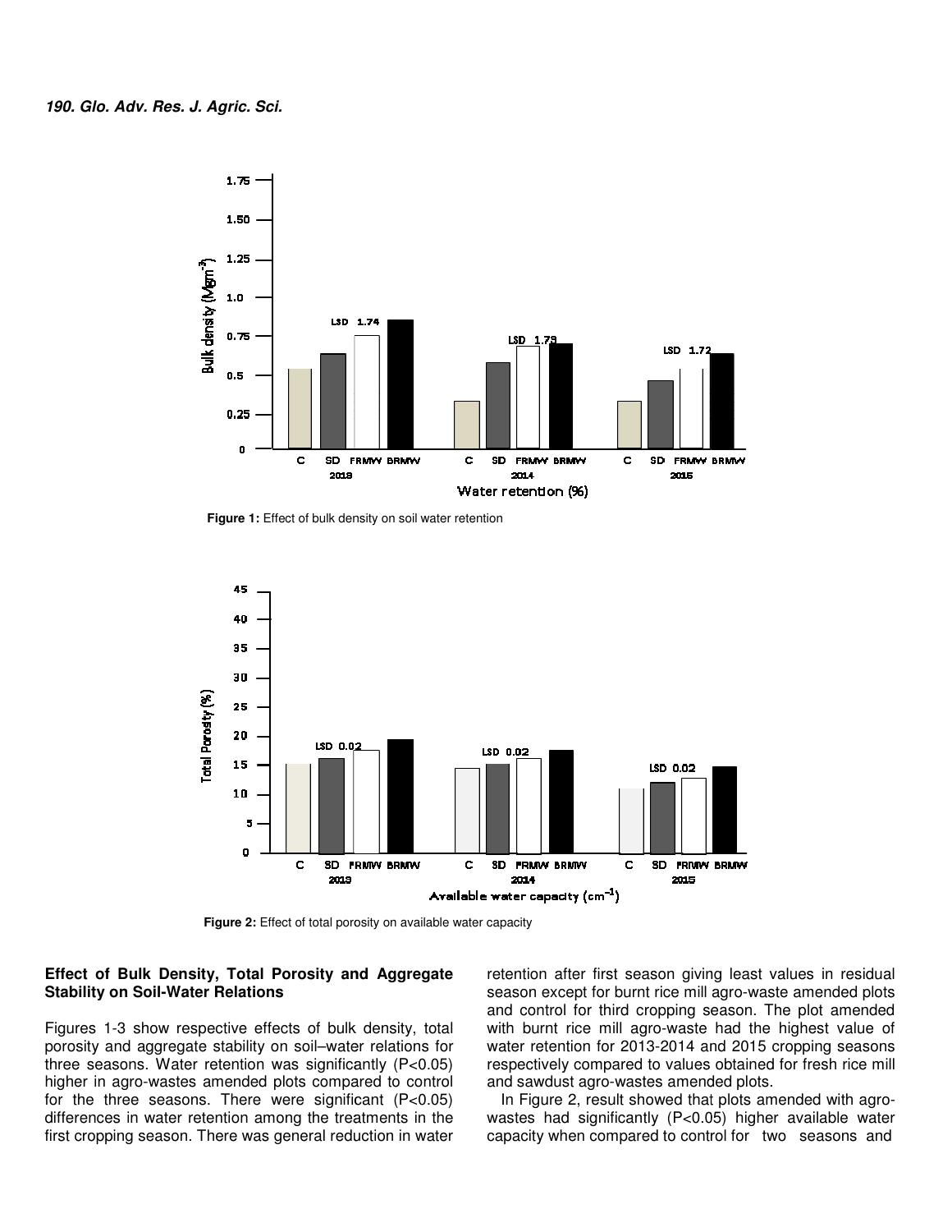Figure 1: Effect of bulk density on soil water retention

Figure 2: Effect of total porosity on available water capacity

### Effect of Bulk Density, Total Porosity and Aggregate Stability on Soil-Water Relations

Figures 1-3 show respective effects of bulk density, total porosity and aggregate stability on soil–water relations for three seasons. Water retention was significantly ($P<0.05$) higher in agro-wastes amended plots compared to control for the three seasons. There were significant ($P<0.05$) differences in water retention among the treatments in the first cropping season. There was general reduction in water retention after first season giving least values in residual season except for burnt rice mill agro-waste amended plots and control for third cropping season. The plot amended with burnt rice mill agro-waste had the highest value of water retention for 2013-2014 and 2015 cropping seasons respectively compared to values obtained for fresh rice mill and sawdust agro-wastes amended plots.

In Figure 2, result showed that plots amended with agro-wastes had significantly ($P<0.05$) higher available water capacity when compared to control for two seasons and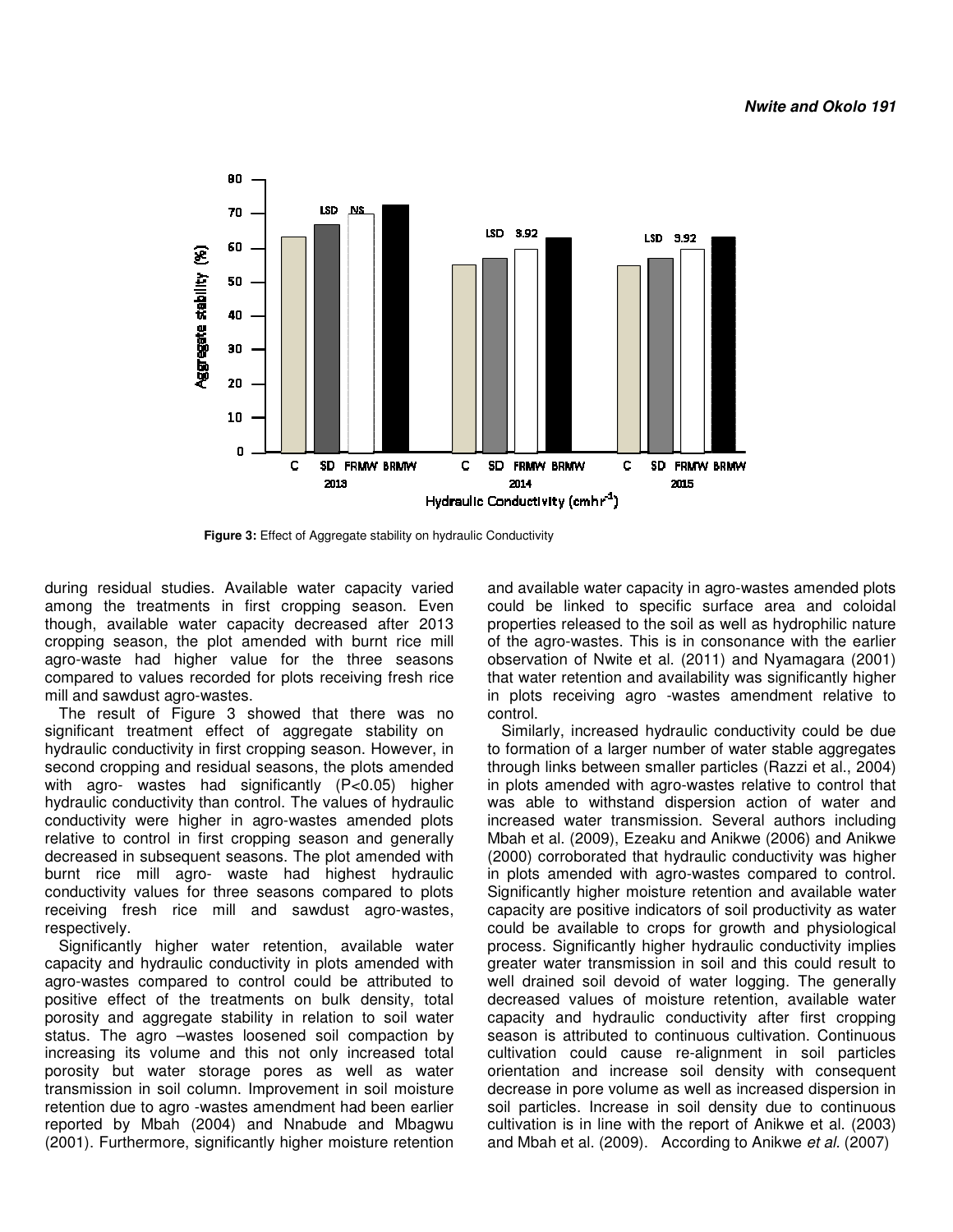**Figure 3:** Effect of Aggregate stability on hydraulic Conductivity

during residual studies. Available water capacity varied among the treatments in first cropping season. Even though, available water capacity decreased after 2013 cropping season, the plot amended with burnt rice mill agro-waste had higher value for the three seasons compared to values recorded for plots receiving fresh rice mill and sawdust agro-wastes.

The result of Figure 3 showed that there was no significant treatment effect of aggregate stability on hydraulic conductivity in first cropping season. However, in second cropping and residual seasons, the plots amended with agro- wastes had significantly ($P<0.05$) higher hydraulic conductivity than control. The values of hydraulic conductivity were higher in agro-wastes amended plots relative to control in first cropping season and generally decreased in subsequent seasons. The plot amended with burnt rice mill agro- waste had highest hydraulic conductivity values for three seasons compared to plots receiving fresh rice mill and sawdust agro-wastes, respectively.

Significantly higher water retention, available water capacity and hydraulic conductivity in plots amended with agro-wastes compared to control could be attributed to positive effect of the treatments on bulk density, total porosity and aggregate stability in relation to soil water status. The agro –wastes loosened soil compaction by increasing its volume and this not only increased total porosity but water storage pores as well as water transmission in soil column. Improvement in soil moisture retention due to agro -wastes amendment had been earlier reported by Mbah (2004) and Nnabude and Mbagwu (2001). Furthermore, significantly higher moisture retention and available water capacity in agro-wastes amended plots could be linked to specific surface area and coloidal properties released to the soil as well as hydrophilic nature of the agro-wastes. This is in consonance with the earlier observation of Nwite et al. (2011) and Nyamagara (2001) that water retention and availability was significantly higher in plots receiving agro -wastes amendment relative to control.

Similarly, increased hydraulic conductivity could be due to formation of a larger number of water stable aggregates through links between smaller particles (Razzi et al., 2004) in plots amended with agro-wastes relative to control that was able to withstand dispersion action of water and increased water transmission. Several authors including Mbah et al. (2009), Ezeaku and Anikwe (2006) and Anikwe (2000) corroborated that hydraulic conductivity was higher in plots amended with agro-wastes compared to control. Significantly higher moisture retention and available water capacity are positive indicators of soil productivity as water could be available to crops for growth and physiological process. Significantly higher hydraulic conductivity implies greater water transmission in soil and this could result to well drained soil devoid of water logging. The generally decreased values of moisture retention, available water capacity and hydraulic conductivity after first cropping season is attributed to continuous cultivation. Continuous cultivation could cause re-alignment in soil particles orientation and increase soil density with consequent decrease in pore volume as well as increased dispersion in soil particles. Increase in soil density due to continuous cultivation is in line with the report of Anikwe et al. (2003) and Mbah et al. (2009). According to Anikwe *et al.* (2007)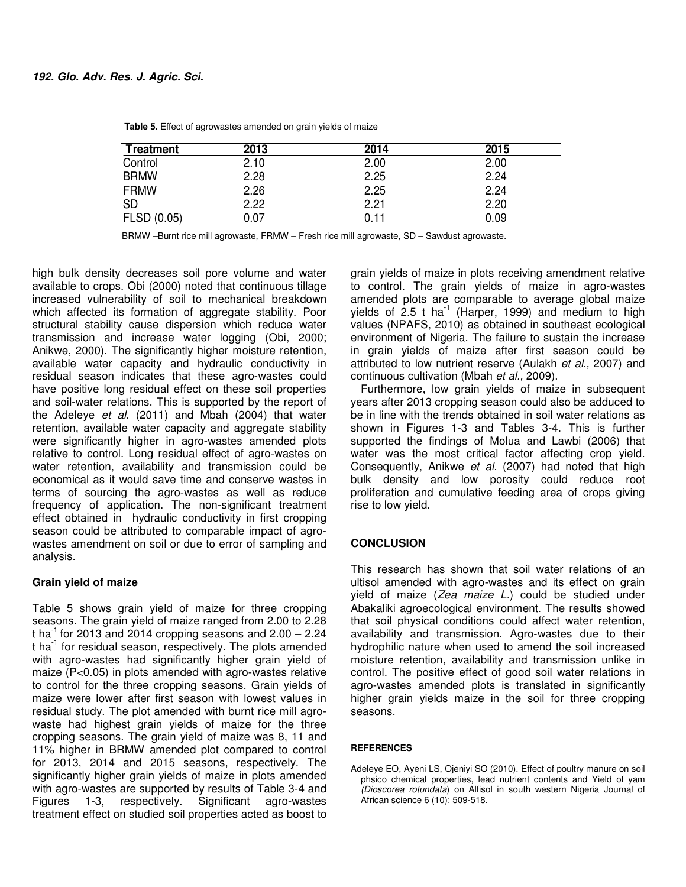**Table 5.** Effect of agrowastes amended on grain yields of maize

| Treatment | 2013 | 2014 | 2015 |
|---|---|---|---|
| Control | 2.10 | 2.00 | 2.00 |
| BRMW | 2.28 | 2.25 | 2.24 |
| FRMW | 2.26 | 2.25 | 2.24 |
| SD | 2.22 | 2.21 | 2.20 |
| FLSD (0.05) | 0.07 | 0.11 | 0.09 |

BRMW –Burnt rice mill agrowaste, FRMW – Fresh rice mill agrowaste, SD – Sawdust agrowaste.

high bulk density decreases soil pore volume and water available to crops. Obi (2000) noted that continuous tillage increased vulnerability of soil to mechanical breakdown which affected its formation of aggregate stability. Poor structural stability cause dispersion which reduce water transmission and increase water logging (Obi, 2000; Anikwe, 2000). The significantly higher moisture retention, available water capacity and hydraulic conductivity in residual season indicates that these agro-wastes could have positive long residual effect on these soil properties and soil-water relations. This is supported by the report of the Adeleye *et al.* (2011) and Mbah (2004) that water retention, available water capacity and aggregate stability were significantly higher in agro-wastes amended plots relative to control. Long residual effect of agro-wastes on water retention, availability and transmission could be economical as it would save time and conserve wastes in terms of sourcing the agro-wastes as well as reduce frequency of application. The non-significant treatment effect obtained in hydraulic conductivity in first cropping season could be attributed to comparable impact of agro-wastes amendment on soil or due to error of sampling and analysis.

### Grain yield of maize

Table 5 shows grain yield of maize for three cropping seasons. The grain yield of maize ranged from 2.00 to 2.28 t ha$^{-1}$ for 2013 and 2014 cropping seasons and 2.00 – 2.24 t ha$^{-1}$ for residual season, respectively. The plots amended with agro-wastes had significantly higher grain yield of maize ($P<0.05$) in plots amended with agro-wastes relative to control for the three cropping seasons. Grain yields of maize were lower after first season with lowest values in residual study. The plot amended with burnt rice mill agro-waste had highest grain yields of maize for the three cropping seasons. The grain yield of maize was 8, 11 and 11% higher in BRMW amended plot compared to control for 2013, 2014 and 2015 seasons, respectively. The significantly higher grain yields of maize in plots amended with agro-wastes are supported by results of Table 3-4 and Figures 1-3, respectively. Significant agro-wastes treatment effect on studied soil properties acted as boost to grain yields of maize in plots receiving amendment relative to control. The grain yields of maize in agro-wastes amended plots are comparable to average global maize yields of 2.5 t ha$^{-1}$ (Harper, 1999) and medium to high values (NPAFS, 2010) as obtained in southeast ecological environment of Nigeria. The failure to sustain the increase in grain yields of maize after first season could be attributed to low nutrient reserve (Aulakh *et al.,* 2007) and continuous cultivation (Mbah *et al.,* 2009).

Furthermore, low grain yields of maize in subsequent years after 2013 cropping season could also be adduced to be in line with the trends obtained in soil water relations as shown in Figures 1-3 and Tables 3-4. This is further supported the findings of Molua and Lawbi (2006) that water was the most critical factor affecting crop yield. Consequently, Anikwe *et al.* (2007) had noted that high bulk density and low porosity could reduce root proliferation and cumulative feeding area of crops giving rise to low yield.

## CONCLUSION

This research has shown that soil water relations of an ultisol amended with agro-wastes and its effect on grain yield of maize (*Zea maize L.*) could be studied under Abakaliki agroecological environment. The results showed that soil physical conditions could affect water retention, availability and transmission. Agro-wastes due to their hydrophilic nature when used to amend the soil increased moisture retention, availability and transmission unlike in control. The positive effect of good soil water relations in agro-wastes amended plots is translated in significantly higher grain yields maize in the soil for three cropping seasons.

#### REFERENCES

Adeleye EO, Ayeni LS, Ojeniyi SO (2010). Effect of poultry manure on soil phsico chemical properties, lead nutrient contents and Yield of yam *(Dioscorea rotundata*) on Alfisol in south western Nigeria Journal of African science 6 (10): 509-518.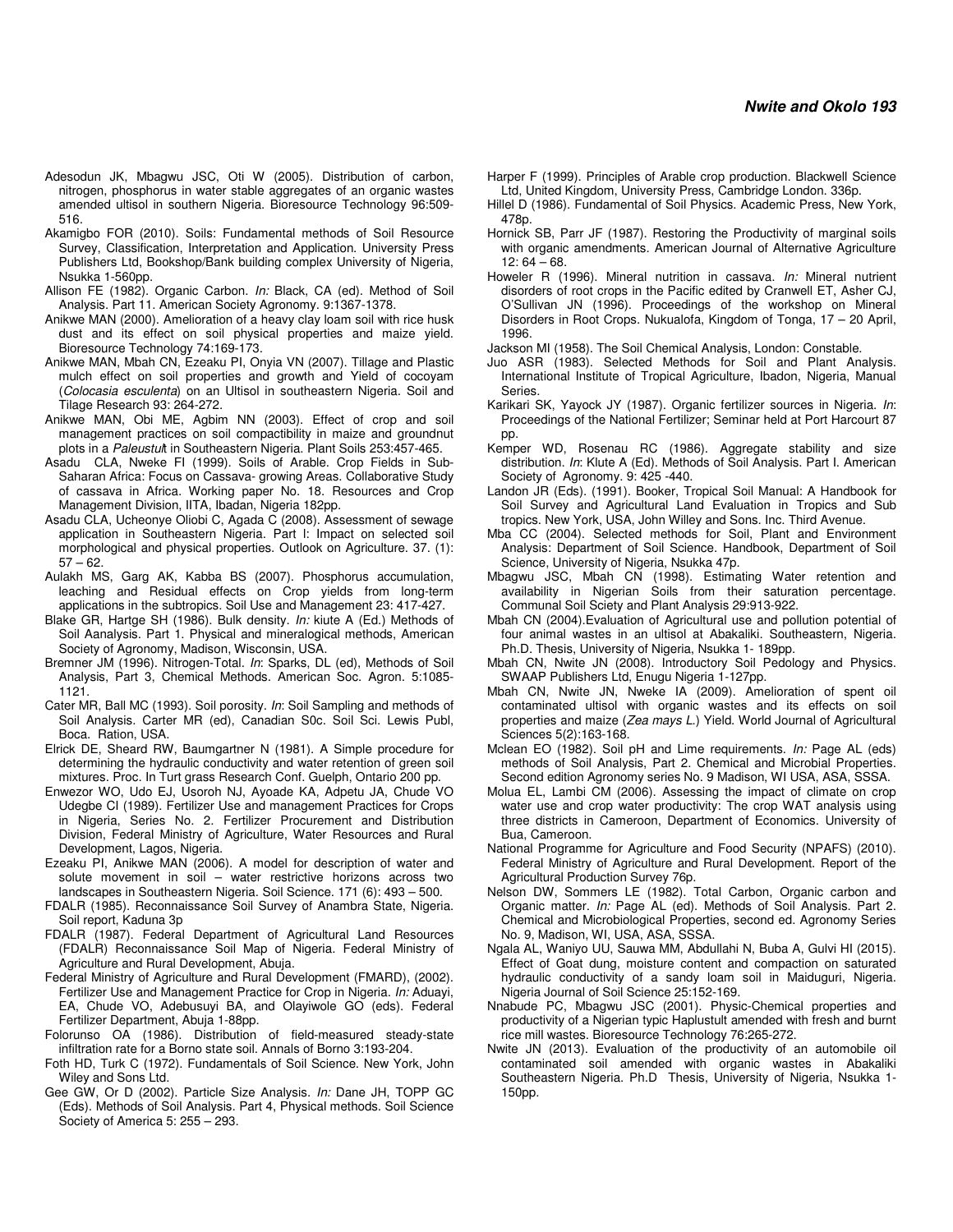Adesodun JK, Mbagwu JSC, Oti W (2005). Distribution of carbon, nitrogen, phosphorus in water stable aggregates of an organic wastes amended ultisol in southern Nigeria. Bioresource Technology 96:509-516.

Akamigbo FOR (2010). Soils: Fundamental methods of Soil Resource Survey, Classification, Interpretation and Application. University Press Publishers Ltd, Bookshop/Bank building complex University of Nigeria, Nsukka 1-560pp.

Allison FE (1982). Organic Carbon. *In:* Black, CA (ed). Method of Soil Analysis. Part 11. American Society Agronomy. 9:1367-1378.

Anikwe MAN (2000). Amelioration of a heavy clay loam soil with rice husk dust and its effect on soil physical properties and maize yield. Bioresource Technology 74:169-173.

Anikwe MAN, Mbah CN, Ezeaku PI, Onyia VN (2007). Tillage and Plastic mulch effect on soil properties and growth and Yield of cocoyam (*Colocasia esculenta*) on an Ultisol in southeastern Nigeria. Soil and Tilage Research 93: 264-272.

Anikwe MAN, Obi ME, Agbim NN (2003). Effect of crop and soil management practices on soil compactibility in maize and groundnut plots in a *Paleustult* in Southeastern Nigeria. Plant Soils 253:457-465.

Asadu CLA, Nweke FI (1999). Soils of Arable. Crop Fields in Sub-Saharan Africa: Focus on Cassava- growing Areas. Collaborative Study of cassava in Africa. Working paper No. 18. Resources and Crop Management Division, IITA, Ibadan, Nigeria 182pp.

Asadu CLA, Ucheonye Oliobi C, Agada C (2008). Assessment of sewage application in Southeastern Nigeria. Part I: Impact on selected soil morphological and physical properties. Outlook on Agriculture. 37. (1): 57 – 62.

Aulakh MS, Garg AK, Kabba BS (2007). Phosphorus accumulation, leaching and Residual effects on Crop yields from long-term applications in the subtropics. Soil Use and Management 23: 417-427.

Blake GR, Hartge SH (1986). Bulk density. *In:* kiute A (Ed.) Methods of Soil Aanalysis. Part 1. Physical and mineralogical methods, American Society of Agronomy, Madison, Wisconsin, USA.

Bremner JM (1996). Nitrogen-Total. *In*: Sparks, DL (ed), Methods of Soil Analysis, Part 3, Chemical Methods. American Soc. Agron. 5:1085-1121.

Cater MR, Ball MC (1993). Soil porosity. *In*: Soil Sampling and methods of Soil Analysis. Carter MR (ed), Canadian S0c. Soil Sci. Lewis Publ, Boca. Ration, USA.

Elrick DE, Sheard RW, Baumgartner N (1981). A Simple procedure for determining the hydraulic conductivity and water retention of green soil mixtures. Proc. In Turt grass Research Conf. Guelph, Ontario 200 pp.

Enwezor WO, Udo EJ, Usoroh NJ, Ayoade KA, Adpetu JA, Chude VO Udegbe CI (1989). Fertilizer Use and management Practices for Crops in Nigeria, Series No. 2. Fertilizer Procurement and Distribution Division, Federal Ministry of Agriculture, Water Resources and Rural Development, Lagos, Nigeria.

Ezeaku PI, Anikwe MAN (2006). A model for description of water and solute movement in soil – water restrictive horizons across two landscapes in Southeastern Nigeria. Soil Science. 171 (6): 493 – 500.

FDALR (1985). Reconnaissance Soil Survey of Anambra State, Nigeria. Soil report, Kaduna 3p

FDALR (1987). Federal Department of Agricultural Land Resources (FDALR) Reconnaissance Soil Map of Nigeria. Federal Ministry of Agriculture and Rural Development, Abuja.

Federal Ministry of Agriculture and Rural Development (FMARD), (2002). Fertilizer Use and Management Practice for Crop in Nigeria. *In:* Aduayi, EA, Chude VO, Adebusuyi BA, and Olayiwole GO (eds). Federal Fertilizer Department, Abuja 1-88pp.

Folorunso OA (1986). Distribution of field-measured steady-state infiltration rate for a Borno state soil. Annals of Borno 3:193-204.

Foth HD, Turk C (1972). Fundamentals of Soil Science. New York, John Wiley and Sons Ltd.

Gee GW, Or D (2002). Particle Size Analysis. *In:* Dane JH, TOPP GC (Eds). Methods of Soil Analysis. Part 4, Physical methods. Soil Science Society of America 5: 255 – 293.

Harper F (1999). Principles of Arable crop production. Blackwell Science Ltd, United Kingdom, University Press, Cambridge London. 336p.

Hillel D (1986). Fundamental of Soil Physics. Academic Press, New York, 478p.

Hornick SB, Parr JF (1987). Restoring the Productivity of marginal soils with organic amendments. American Journal of Alternative Agriculture 12: 64 – 68.

Howeler R (1996). Mineral nutrition in cassava. *In:* Mineral nutrient disorders of root crops in the Pacific edited by Cranwell ET, Asher CJ, O'Sullivan JN (1996). Proceedings of the workshop on Mineral Disorders in Root Crops. Nukualofa, Kingdom of Tonga, 17 – 20 April, 1996.

Jackson MI (1958). The Soil Chemical Analysis, London: Constable.

Juo ASR (1983). Selected Methods for Soil and Plant Analysis. International Institute of Tropical Agriculture, Ibadon, Nigeria, Manual Series.

Karikari SK, Yayock JY (1987). Organic fertilizer sources in Nigeria. *In*: Proceedings of the National Fertilizer; Seminar held at Port Harcourt 87 pp.

Kemper WD, Rosenau RC (1986). Aggregate stability and size distribution. *In*: Klute A (Ed). Methods of Soil Analysis. Part I. American Society of Agronomy. 9: 425 -440.

Landon JR (Eds). (1991). Booker, Tropical Soil Manual: A Handbook for Soil Survey and Agricultural Land Evaluation in Tropics and Sub tropics. New York, USA, John Willey and Sons. Inc. Third Avenue.

Mba CC (2004). Selected methods for Soil, Plant and Environment Analysis: Department of Soil Science. Handbook, Department of Soil Science, University of Nigeria, Nsukka 47p.

Mbagwu JSC, Mbah CN (1998). Estimating Water retention and availability in Nigerian Soils from their saturation percentage. Communal Soil Sciety and Plant Analysis 29:913-922.

Mbah CN (2004).Evaluation of Agricultural use and pollution potential of four animal wastes in an ultisol at Abakaliki. Southeastern, Nigeria. Ph.D. Thesis, University of Nigeria, Nsukka 1- 189pp.

Mbah CN, Nwite JN (2008). Introductory Soil Pedology and Physics. SWAAP Publishers Ltd, Enugu Nigeria 1-127pp.

Mbah CN, Nwite JN, Nweke IA (2009). Amelioration of spent oil contaminated ultisol with organic wastes and its effects on soil properties and maize (*Zea mays L.*) Yield. World Journal of Agricultural Sciences 5(2):163-168.

Mclean EO (1982). Soil pH and Lime requirements. *In:* Page AL (eds) methods of Soil Analysis, Part 2. Chemical and Microbial Properties. Second edition Agronomy series No. 9 Madison, WI USA, ASA, SSSA.

Molua EL, Lambi CM (2006). Assessing the impact of climate on crop water use and crop water productivity: The crop WAT analysis using three districts in Cameroon, Department of Economics. University of Bua, Cameroon.

National Programme for Agriculture and Food Security (NPAFS) (2010). Federal Ministry of Agriculture and Rural Development. Report of the Agricultural Production Survey 76p.

Nelson DW, Sommers LE (1982). Total Carbon, Organic carbon and Organic matter. *In:* Page AL (ed). Methods of Soil Analysis. Part 2. Chemical and Microbiological Properties, second ed. Agronomy Series No. 9, Madison, WI, USA, ASA, SSSA.

Ngala AL, Waniyo UU, Sauwa MM, Abdullahi N, Buba A, Gulvi HI (2015). Effect of Goat dung, moisture content and compaction on saturated hydraulic conductivity of a sandy loam soil in Maiduguri, Nigeria. Nigeria Journal of Soil Science 25:152-169.

Nnabude PC, Mbagwu JSC (2001). Physic-Chemical properties and productivity of a Nigerian typic Haplustult amended with fresh and burnt rice mill wastes. Bioresource Technology 76:265-272.

Nwite JN (2013). Evaluation of the productivity of an automobile oil contaminated soil amended with organic wastes in Abakaliki Southeastern Nigeria. Ph.D Thesis, University of Nigeria, Nsukka 1-150pp.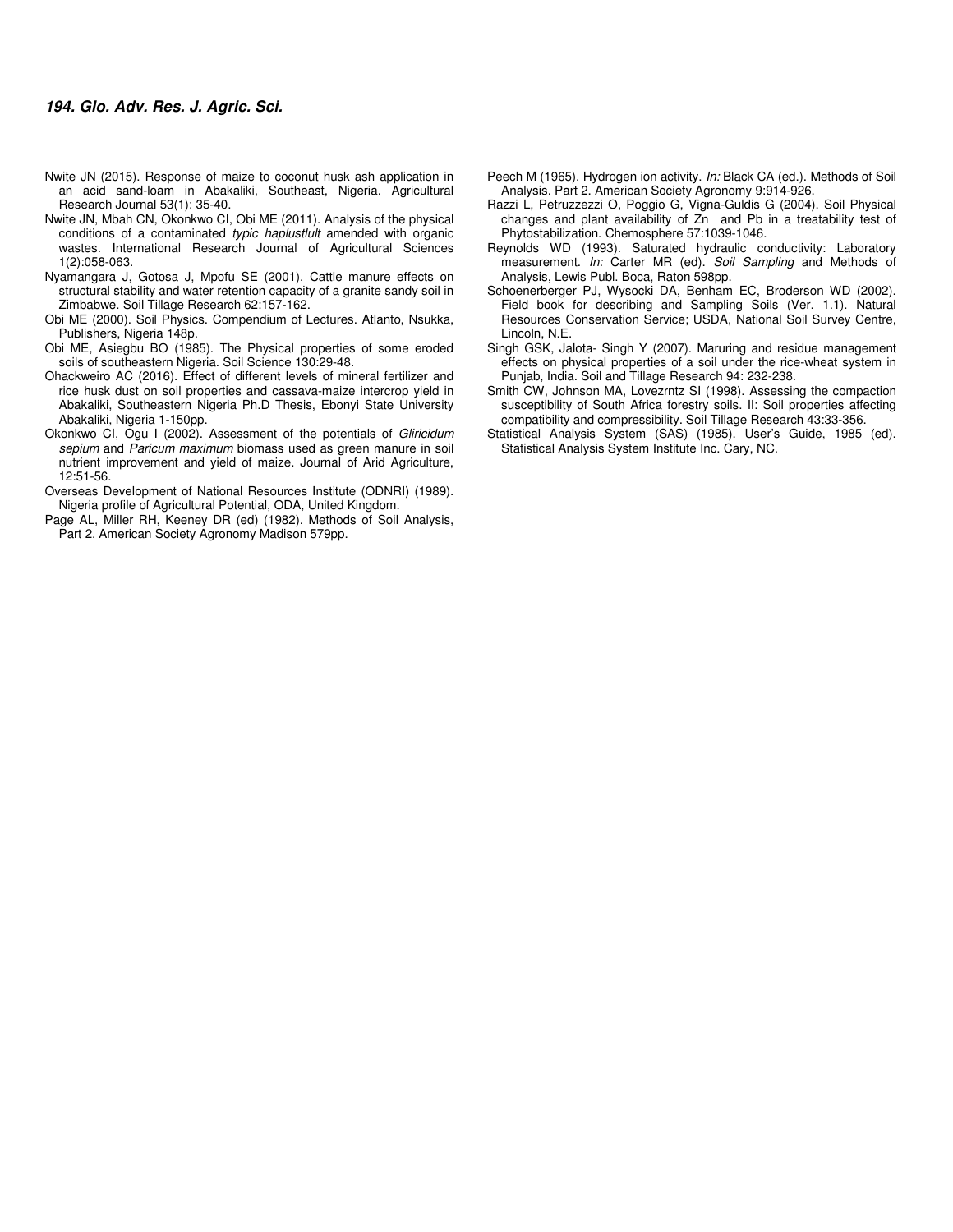Nwite JN (2015). Response of maize to coconut husk ash application in an acid sand-loam in Abakaliki, Southeast, Nigeria. Agricultural Research Journal 53(1): 35-40.

Nwite JN, Mbah CN, Okonkwo CI, Obi ME (2011). Analysis of the physical conditions of a contaminated *typic haplustlult* amended with organic wastes. International Research Journal of Agricultural Sciences 1(2):058-063.

Nyamangara J, Gotosa J, Mpofu SE (2001). Cattle manure effects on structural stability and water retention capacity of a granite sandy soil in Zimbabwe. Soil Tillage Research 62:157-162.

Obi ME (2000). Soil Physics. Compendium of Lectures. Atlanto, Nsukka, Publishers, Nigeria 148p.

Obi ME, Asiegbu BO (1985). The Physical properties of some eroded soils of southeastern Nigeria. Soil Science 130:29-48.

Ohackweiro AC (2016). Effect of different levels of mineral fertilizer and rice husk dust on soil properties and cassava-maize intercrop yield in Abakaliki, Southeastern Nigeria Ph.D Thesis, Ebonyi State University Abakaliki, Nigeria 1-150pp.

Okonkwo CI, Ogu I (2002). Assessment of the potentials of *Gliricidum sepium* and *Paricum maximum* biomass used as green manure in soil nutrient improvement and yield of maize. Journal of Arid Agriculture, 12:51-56.

Overseas Development of National Resources Institute (ODNRI) (1989). Nigeria profile of Agricultural Potential, ODA, United Kingdom.

Page AL, Miller RH, Keeney DR (ed) (1982). Methods of Soil Analysis, Part 2. American Society Agronomy Madison 579pp.

Peech M (1965). Hydrogen ion activity. *In:* Black CA (ed.). Methods of Soil Analysis. Part 2. American Society Agronomy 9:914-926.

Razzi L, Petruzzezzi O, Poggio G, Vigna-Guldis G (2004). Soil Physical changes and plant availability of Zn and Pb in a treatability test of Phytostabilization. Chemosphere 57:1039-1046.

Reynolds WD (1993). Saturated hydraulic conductivity: Laboratory measurement. *In:* Carter MR (ed). *Soil Sampling* and Methods of Analysis, Lewis Publ. Boca, Raton 598pp.

Schoenerberger PJ, Wysocki DA, Benham EC, Broderson WD (2002). Field book for describing and Sampling Soils (Ver. 1.1). Natural Resources Conservation Service; USDA, National Soil Survey Centre, Lincoln, N.E.

Singh GSK, Jalota- Singh Y (2007). Maruring and residue management effects on physical properties of a soil under the rice-wheat system in Punjab, India. Soil and Tillage Research 94: 232-238.

Smith CW, Johnson MA, Lovezrntz SI (1998). Assessing the compaction susceptibility of South Africa forestry soils. II: Soil properties affecting compatibility and compressibility. Soil Tillage Research 43:33-356.

Statistical Analysis System (SAS) (1985). User's Guide, 1985 (ed). Statistical Analysis System Institute Inc. Cary, NC.